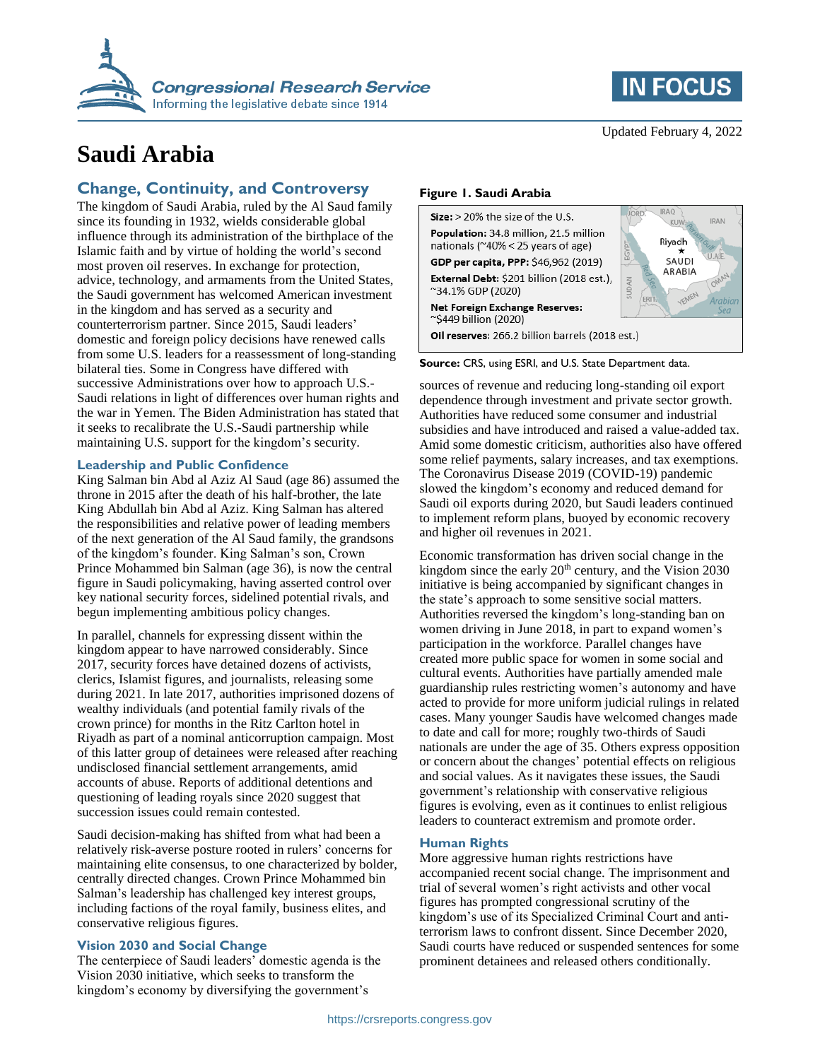# Saudi Arabia

Updated February 4, 2022

## Change, Continuity, and Controversy

The kingdom of Saudi Arabia, ruled by the Al Saud family since its founding in 1932, wields considerable global influence through its administration of the birthplace of the Islamic faith and by virtue of holding the world's second most proven oil reserves. In exchange for protection, advice, technology, and armaments from the United States, the Saudi government has welcomed American investment in the kingdom and has served as a security and counterterrorism partner. Since 2015, Saudi leaders' domestic and foreign policy decisions have renewed calls from some U.S. leaders for a reassessment of long-standing bilateral ties. Some in Congress have differed with successive Administrations over how to approach U.S.-Saudi relations in light of differences over human rights and the war in Yemen. The Biden Administration has stated that it seeks to recalibrate the U.S.-Saudi partnership while maintaining U.S. support for the kingdom's security.

### Leadership and Public Confidence

King Salman bin Abd al Aziz Al Saud (age 86) assumed the throne in 2015 after the death of his half-brother, the late King Abdullah bin Abd al Aziz. King Salman has altered the responsibilities and relative power of leading members of the next generation of the Al Saud family, the grandsons of the kingdom's founder. King Salman's son, Crown Prince Mohammed bin Salman (age 36), is now the central figure in Saudi policymaking, having asserted control over key national security forces, sidelined potential rivals, and begun implementing ambitious policy changes.

In parallel, channels for expressing dissent within the kingdom appear to have narrowed considerably. Since 2017, security forces have detained dozens of activists, clerics, Islamist figures, and journalists, releasing some during 2021. In late 2017, authorities imprisoned dozens of wealthy individuals (and potential family rivals of the crown prince) for months in the Ritz Carlton hotel in Riyadh as part of a nominal anticorruption campaign. Most of this latter group of detainees were released after reaching undisclosed financial settlement arrangements, amid accounts of abuse. Reports of additional detentions and questioning of leading royals since 2020 suggest that succession issues could remain contested.

Saudi decision-making has shifted from what had been a relatively risk-averse posture rooted in rulers' concerns for maintaining elite consensus, to one characterized by bolder, centrally directed changes. Crown Prince Mohammed bin Salman's leadership has challenged key interest groups, including factions of the royal family, business elites, and conservative religious figures.

### Vision 2030 and Social Change

The centerpiece of Saudi leaders' domestic agenda is the Vision 2030 initiative, which seeks to transform the kingdom's economy by diversifying the government's sources of revenue and reducing long-standing oil export dependence through investment and private sector growth. Authorities have reduced some consumer and industrial subsidies and have introduced and raised a value-added tax. Amid some domestic criticism, authorities also have offered some relief payments, salary increases, and tax exemptions. The Coronavirus Disease 2019 (COVID-19) pandemic slowed the kingdom's economy and reduced demand for Saudi oil exports during 2020, but Saudi leaders continued to implement reform plans, buoyed by economic recovery and higher oil revenues in 2021.

Economic transformation has driven social change in the kingdom since the early 20th century, and the Vision 2030 initiative is being accompanied by significant changes in the state's approach to some sensitive social matters. Authorities reversed the kingdom's long-standing ban on women driving in June 2018, in part to expand women's participation in the workforce. Parallel changes have created more public space for women in some social and cultural events. Authorities have partially amended male guardianship rules restricting women's autonomy and have acted to provide for more uniform judicial rulings in related cases. Many younger Saudis have welcomed changes made to date and call for more; roughly two-thirds of Saudi nationals are under the age of 35. Others express opposition or concern about the changes' potential effects on religious and social values. As it navigates these issues, the Saudi government's relationship with conservative religious figures is evolving, even as it continues to enlist religious leaders to counteract extremism and promote order.

### Human Rights

More aggressive human rights restrictions have accompanied recent social change. The imprisonment and trial of several women's right activists and other vocal figures has prompted congressional scrutiny of the kingdom's use of its Specialized Criminal Court and anti-terrorism laws to confront dissent. Since December 2020, Saudi courts have reduced or suspended sentences for some prominent detainees and released others conditionally.

**Figure 1. Saudi Arabia**

**Size:** > 20% the size of the U.S.

**Population:** 34.8 million, 21.5 million nationals (~40% < 25 years of age)

**GDP per capita, PPP:** $46,962 (2019)

**External Debt:** $201 billion (2018 est.), ~34.1% GDP (2020)

**Net Foreign Exchange Reserves:** ~$449 billion (2020)

**Oil reserves**: 266.2 billion barrels (2018 est.)

**Source:** CRS, using ESRI, and U.S. State Department data.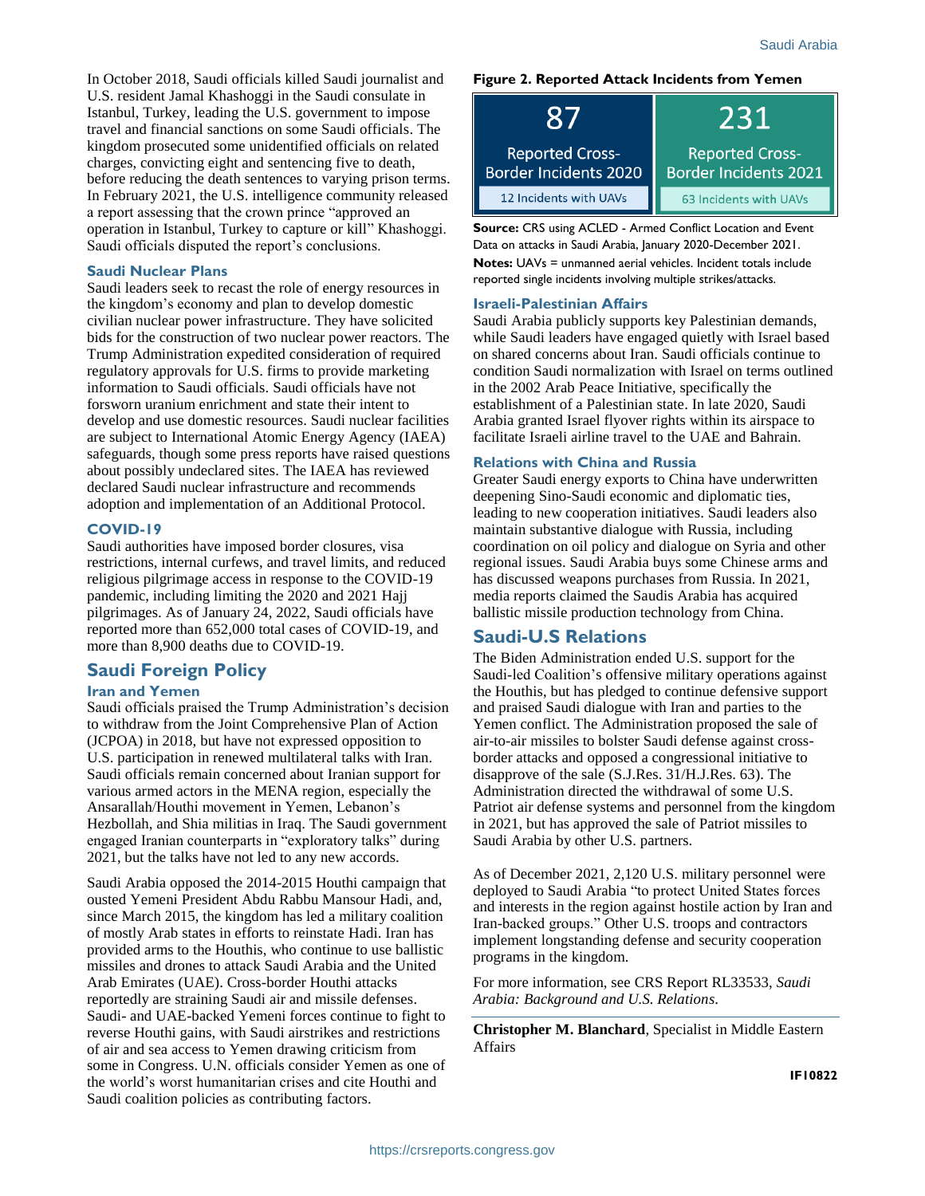In October 2018, Saudi officials killed Saudi journalist and U.S. resident Jamal Khashoggi in the Saudi consulate in Istanbul, Turkey, leading the U.S. government to impose travel and financial sanctions on some Saudi officials. The kingdom prosecuted some unidentified officials on related charges, convicting eight and sentencing five to death, before reducing the death sentences to varying prison terms. In February 2021, the U.S. intelligence community released a report assessing that the crown prince "approved an operation in Istanbul, Turkey to capture or kill" Khashoggi. Saudi officials disputed the report's conclusions.

### Saudi Nuclear Plans

Saudi leaders seek to recast the role of energy resources in the kingdom's economy and plan to develop domestic civilian nuclear power infrastructure. They have solicited bids for the construction of two nuclear power reactors. The Trump Administration expedited consideration of required regulatory approvals for U.S. firms to provide marketing information to Saudi officials. Saudi officials have not forsworn uranium enrichment and state their intent to develop and use domestic resources. Saudi nuclear facilities are subject to International Atomic Energy Agency (IAEA) safeguards, though some press reports have raised questions about possibly undeclared sites. The IAEA has reviewed declared Saudi nuclear infrastructure and recommends adoption and implementation of an Additional Protocol.

### COVID-19

Saudi authorities have imposed border closures, visa restrictions, internal curfews, and travel limits, and reduced religious pilgrimage access in response to the COVID-19 pandemic, including limiting the 2020 and 2021 Hajj pilgrimages. As of January 24, 2022, Saudi officials have reported more than 652,000 total cases of COVID-19, and more than 8,900 deaths due to COVID-19.

## Saudi Foreign Policy

### Iran and Yemen

Saudi officials praised the Trump Administration's decision to withdraw from the Joint Comprehensive Plan of Action (JCPOA) in 2018, but have not expressed opposition to U.S. participation in renewed multilateral talks with Iran. Saudi officials remain concerned about Iranian support for various armed actors in the MENA region, especially the Ansarallah/Houthi movement in Yemen, Lebanon's Hezbollah, and Shia militias in Iraq. The Saudi government engaged Iranian counterparts in "exploratory talks" during 2021, but the talks have not led to any new accords.

Saudi Arabia opposed the 2014-2015 Houthi campaign that ousted Yemeni President Abdu Rabbu Mansour Hadi, and, since March 2015, the kingdom has led a military coalition of mostly Arab states in efforts to reinstate Hadi. Iran has provided arms to the Houthis, who continue to use ballistic missiles and drones to attack Saudi Arabia and the United Arab Emirates (UAE). Cross-border Houthi attacks reportedly are straining Saudi air and missile defenses. Saudi- and UAE-backed Yemeni forces continue to fight to reverse Houthi gains, with Saudi airstrikes and restrictions of air and sea access to Yemen drawing criticism from some in Congress. U.N. officials consider Yemen as one of the world's worst humanitarian crises and cite Houthi and Saudi coalition policies as contributing factors.

**Figure 2. Reported Attack Incidents from Yemen**

| 2020 | 2021 |
|---|---|
| 87 Reported Cross-Border Incidents 2020 | 231 Reported Cross-Border Incidents 2021 |
| 12 Incidents with UAVs | 63 Incidents with UAVs |

**Source:** CRS using ACLED - Armed Conflict Location and Event Data on attacks in Saudi Arabia, January 2020-December 2021.

**Notes:** UAVs = unmanned aerial vehicles. Incident totals include reported single incidents involving multiple strikes/attacks.

### Israeli-Palestinian Affairs

Saudi Arabia publicly supports key Palestinian demands, while Saudi leaders have engaged quietly with Israel based on shared concerns about Iran. Saudi officials continue to condition Saudi normalization with Israel on terms outlined in the 2002 Arab Peace Initiative, specifically the establishment of a Palestinian state. In late 2020, Saudi Arabia granted Israel flyover rights within its airspace to facilitate Israeli airline travel to the UAE and Bahrain.

### Relations with China and Russia

Greater Saudi energy exports to China have underwritten deepening Sino-Saudi economic and diplomatic ties, leading to new cooperation initiatives. Saudi leaders also maintain substantive dialogue with Russia, including coordination on oil policy and dialogue on Syria and other regional issues. Saudi Arabia buys some Chinese arms and has discussed weapons purchases from Russia. In 2021, media reports claimed the Saudis Arabia has acquired ballistic missile production technology from China.

## Saudi-U.S Relations

The Biden Administration ended U.S. support for the Saudi-led Coalition's offensive military operations against the Houthis, but has pledged to continue defensive support and praised Saudi dialogue with Iran and parties to the Yemen conflict. The Administration proposed the sale of air-to-air missiles to bolster Saudi defense against cross-border attacks and opposed a congressional initiative to disapprove of the sale (S.J.Res. 31/H.J.Res. 63). The Administration directed the withdrawal of some U.S. Patriot air defense systems and personnel from the kingdom in 2021, but has approved the sale of Patriot missiles to Saudi Arabia by other U.S. partners.

As of December 2021, 2,120 U.S. military personnel were deployed to Saudi Arabia "to protect United States forces and interests in the region against hostile action by Iran and Iran-backed groups." Other U.S. troops and contractors implement longstanding defense and security cooperation programs in the kingdom.

For more information, see CRS Report RL33533, *Saudi Arabia: Background and U.S. Relations*.

---

**Christopher M. Blanchard**, Specialist in Middle Eastern Affairs

IF10822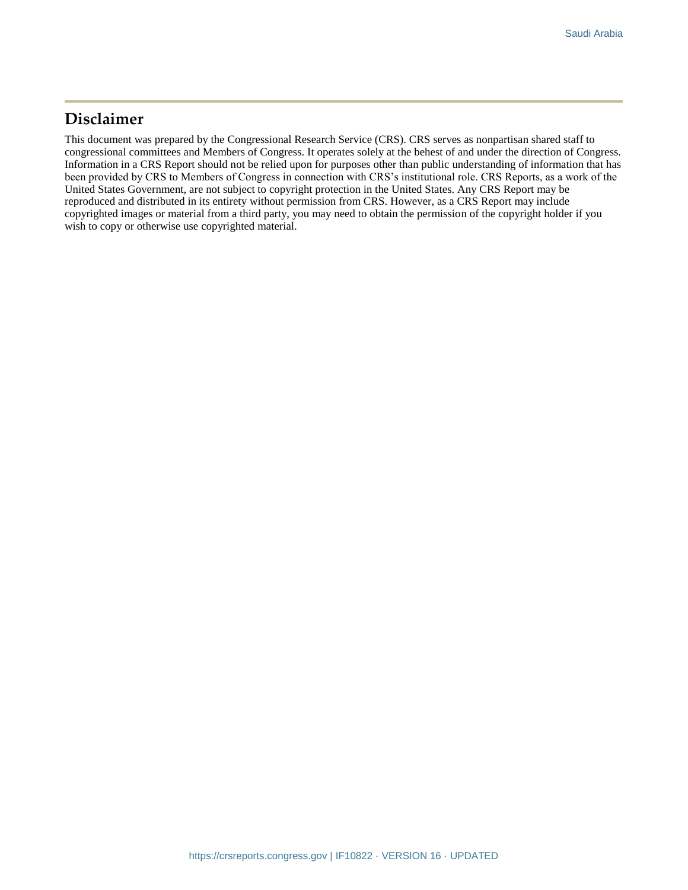## Disclaimer

This document was prepared by the Congressional Research Service (CRS). CRS serves as nonpartisan shared staff to congressional committees and Members of Congress. It operates solely at the behest of and under the direction of Congress. Information in a CRS Report should not be relied upon for purposes other than public understanding of information that has been provided by CRS to Members of Congress in connection with CRS's institutional role. CRS Reports, as a work of the United States Government, are not subject to copyright protection in the United States. Any CRS Report may be reproduced and distributed in its entirety without permission from CRS. However, as a CRS Report may include copyrighted images or material from a third party, you may need to obtain the permission of the copyright holder if you wish to copy or otherwise use copyrighted material.